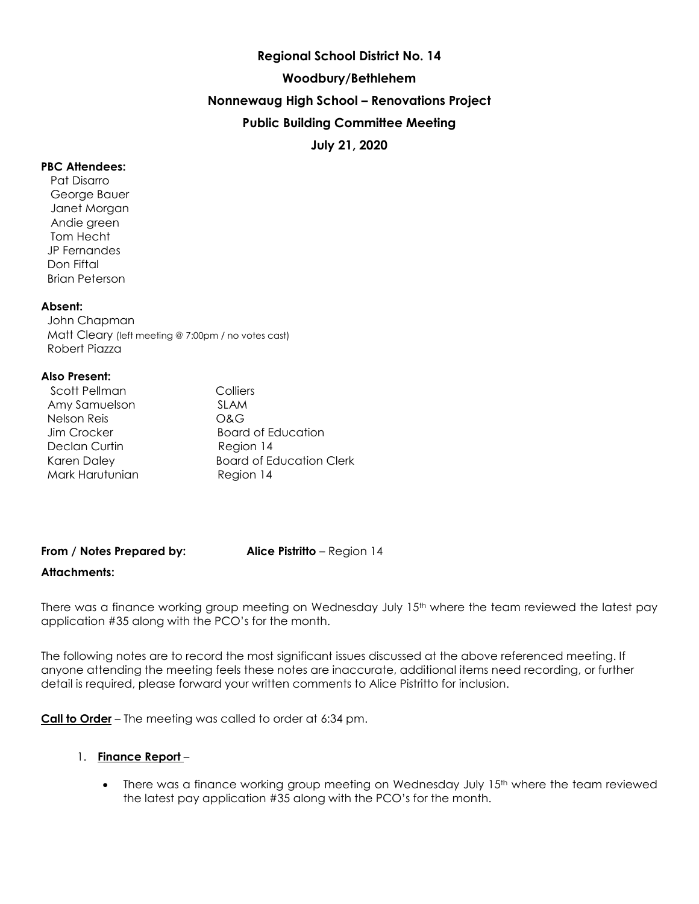**Regional School District No. 14**

**Woodbury/Bethlehem**

**Nonnewaug High School – Renovations Project**

**Public Building Committee Meeting**

**July 21, 2020**

**PBC Attendees:**

Pat Disarro
George Bauer
Janet Morgan
Andie green
Tom Hecht
JP Fernandes
Don Fiftal
Brian Peterson

**Absent:**

John Chapman
Matt Cleary (left meeting @ 7:00pm / no votes cast)
Robert Piazza

**Also Present:**

| | |
|---|---|
| Scott Pellman | Colliers |
| Amy Samuelson | SLAM |
| Nelson Reis | O&G |
| Jim Crocker | Board of Education |
| Declan Curtin | Region 14 |
| Karen Daley | Board of Education Clerk |
| Mark Harutunian | Region 14 |

**From / Notes Prepared by:** **Alice Pistritto** – Region 14

**Attachments:**

There was a finance working group meeting on Wednesday July 15th where the team reviewed the latest pay application #35 along with the PCO's for the month.

The following notes are to record the most significant issues discussed at the above referenced meeting. If anyone attending the meeting feels these notes are inaccurate, additional items need recording, or further detail is required, please forward your written comments to Alice Pistritto for inclusion.

**Call to Order** – The meeting was called to order at 6:34 pm.

1. **Finance Report** –

   - There was a finance working group meeting on Wednesday July 15th where the team reviewed the latest pay application #35 along with the PCO's for the month.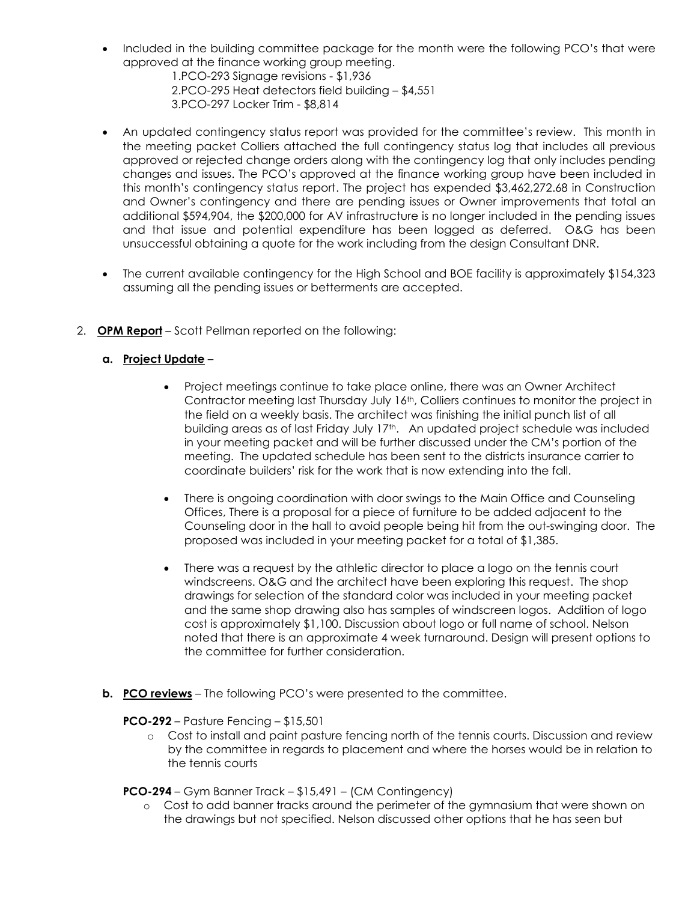- Included in the building committee package for the month were the following PCO's that were approved at the finance working group meeting.
  1. PCO-293 Signage revisions - $1,936
  2. PCO-295 Heat detectors field building – $4,551
  3. PCO-297 Locker Trim - $8,814

- An updated contingency status report was provided for the committee's review. This month in the meeting packet Colliers attached the full contingency status log that includes all previous approved or rejected change orders along with the contingency log that only includes pending changes and issues. The PCO's approved at the finance working group have been included in this month's contingency status report. The project has expended $3,462,272.68 in Construction and Owner's contingency and there are pending issues or Owner improvements that total an additional $594,904, the $200,000 for AV infrastructure is no longer included in the pending issues and that issue and potential expenditure has been logged as deferred. O&G has been unsuccessful obtaining a quote for the work including from the design Consultant DNR.

- The current available contingency for the High School and BOE facility is approximately $154,323 assuming all the pending issues or betterments are accepted.

2. **OPM Report** – Scott Pellman reported on the following:

   **a. Project Update** –

   - Project meetings continue to take place online, there was an Owner Architect Contractor meeting last Thursday July 16th, Colliers continues to monitor the project in the field on a weekly basis. The architect was finishing the initial punch list of all building areas as of last Friday July 17th. An updated project schedule was included in your meeting packet and will be further discussed under the CM's portion of the meeting. The updated schedule has been sent to the districts insurance carrier to coordinate builders' risk for the work that is now extending into the fall.

   - There is ongoing coordination with door swings to the Main Office and Counseling Offices, There is a proposal for a piece of furniture to be added adjacent to the Counseling door in the hall to avoid people being hit from the out-swinging door. The proposed was included in your meeting packet for a total of $1,385.

   - There was a request by the athletic director to place a logo on the tennis court windscreens. O&G and the architect have been exploring this request. The shop drawings for selection of the standard color was included in your meeting packet and the same shop drawing also has samples of windscreen logos. Addition of logo cost is approximately $1,100. Discussion about logo or full name of school. Nelson noted that there is an approximate 4 week turnaround. Design will present options to the committee for further consideration.

   **b. PCO reviews** – The following PCO's were presented to the committee.

   **PCO-292** – Pasture Fencing – $15,501

   - Cost to install and paint pasture fencing north of the tennis courts. Discussion and review by the committee in regards to placement and where the horses would be in relation to the tennis courts

   **PCO-294** – Gym Banner Track – $15,491 – (CM Contingency)

   - Cost to add banner tracks around the perimeter of the gymnasium that were shown on the drawings but not specified. Nelson discussed other options that he has seen but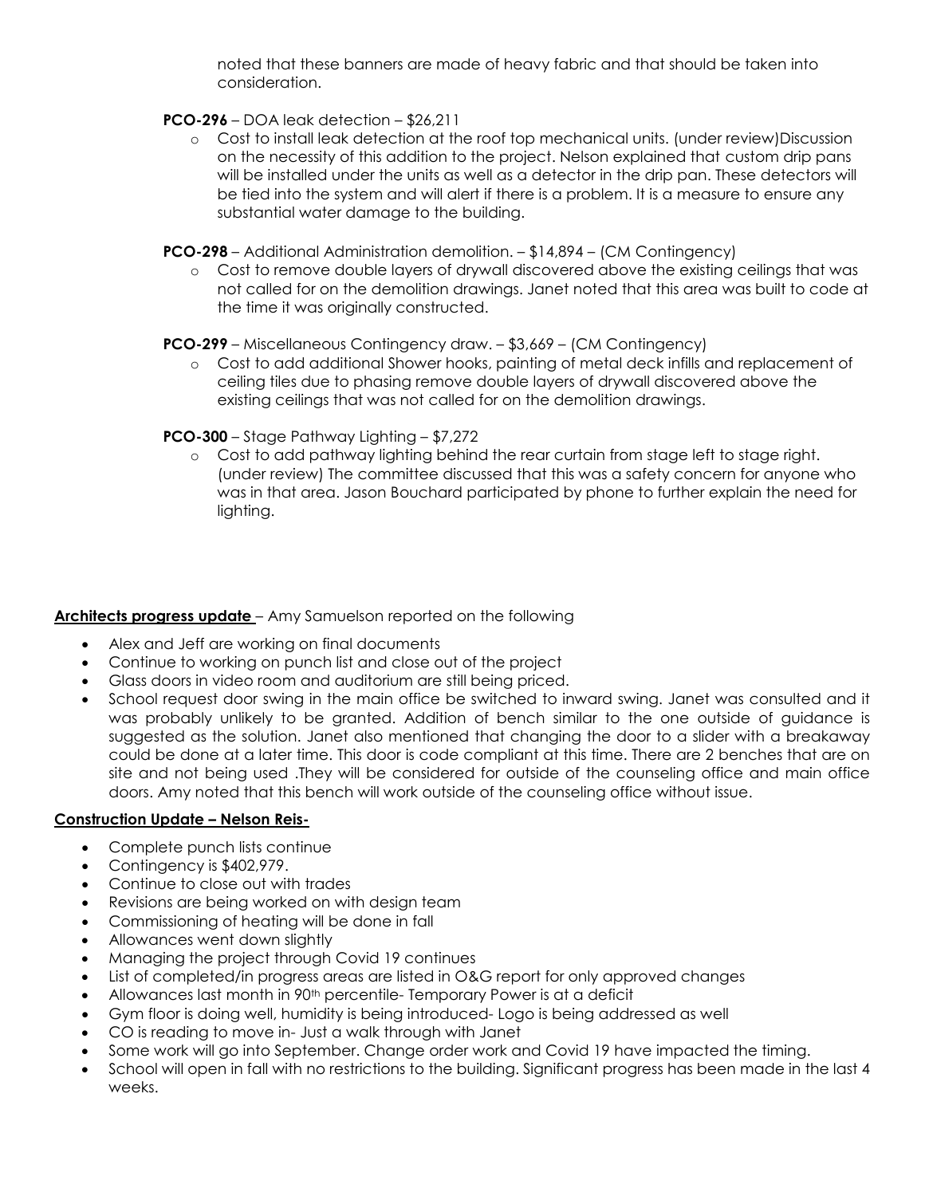noted that these banners are made of heavy fabric and that should be taken into consideration.

**PCO-296** – DOA leak detection – $26,211

- Cost to install leak detection at the roof top mechanical units. (under review)Discussion on the necessity of this addition to the project. Nelson explained that custom drip pans will be installed under the units as well as a detector in the drip pan. These detectors will be tied into the system and will alert if there is a problem. It is a measure to ensure any substantial water damage to the building.

**PCO-298** – Additional Administration demolition. – $14,894 – (CM Contingency)

- Cost to remove double layers of drywall discovered above the existing ceilings that was not called for on the demolition drawings. Janet noted that this area was built to code at the time it was originally constructed.

**PCO-299** – Miscellaneous Contingency draw. – $3,669 – (CM Contingency)

- Cost to add additional Shower hooks, painting of metal deck infills and replacement of ceiling tiles due to phasing remove double layers of drywall discovered above the existing ceilings that was not called for on the demolition drawings.

**PCO-300** – Stage Pathway Lighting – $7,272

- Cost to add pathway lighting behind the rear curtain from stage left to stage right. (under review) The committee discussed that this was a safety concern for anyone who was in that area. Jason Bouchard participated by phone to further explain the need for lighting.

**Architects progress update** – Amy Samuelson reported on the following

- Alex and Jeff are working on final documents
- Continue to working on punch list and close out of the project
- Glass doors in video room and auditorium are still being priced.
- School request door swing in the main office be switched to inward swing. Janet was consulted and it was probably unlikely to be granted. Addition of bench similar to the one outside of guidance is suggested as the solution. Janet also mentioned that changing the door to a slider with a breakaway could be done at a later time. This door is code compliant at this time. There are 2 benches that are on site and not being used .They will be considered for outside of the counseling office and main office doors. Amy noted that this bench will work outside of the counseling office without issue.

**Construction Update – Nelson Reis-**

- Complete punch lists continue
- Contingency is $402,979.
- Continue to close out with trades
- Revisions are being worked on with design team
- Commissioning of heating will be done in fall
- Allowances went down slightly
- Managing the project through Covid 19 continues
- List of completed/in progress areas are listed in O&G report for only approved changes
- Allowances last month in 90th percentile- Temporary Power is at a deficit
- Gym floor is doing well, humidity is being introduced- Logo is being addressed as well
- CO is reading to move in- Just a walk through with Janet
- Some work will go into September. Change order work and Covid 19 have impacted the timing.
- School will open in fall with no restrictions to the building. Significant progress has been made in the last 4 weeks.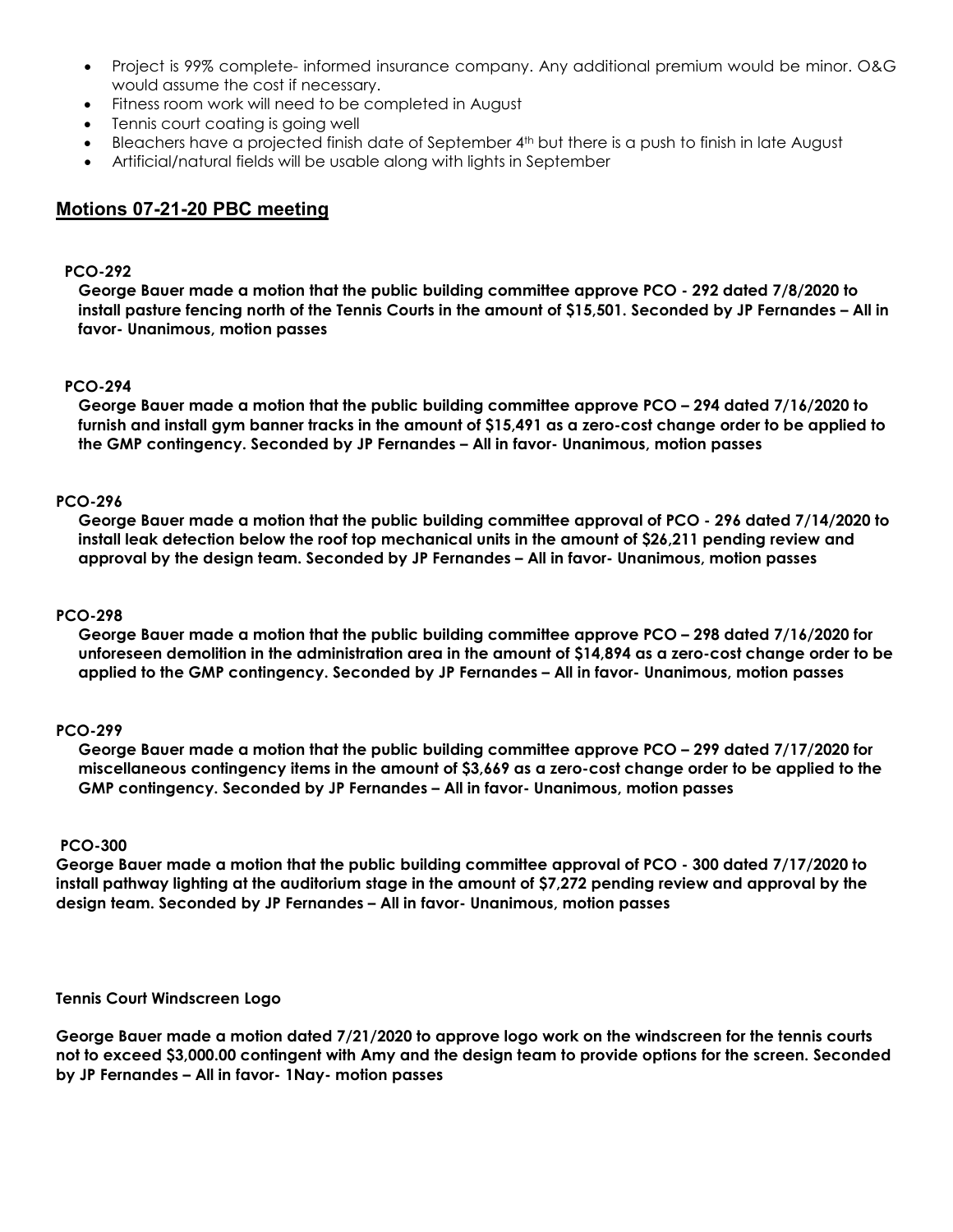- Project is 99% complete- informed insurance company. Any additional premium would be minor. O&G would assume the cost if necessary.
- Fitness room work will need to be completed in August
- Tennis court coating is going well
- Bleachers have a projected finish date of September 4th but there is a push to finish in late August
- Artificial/natural fields will be usable along with lights in September

## Motions 07-21-20 PBC meeting

**PCO-292**

**George Bauer made a motion that the public building committee approve PCO - 292 dated 7/8/2020 to install pasture fencing north of the Tennis Courts in the amount of $15,501. Seconded by JP Fernandes – All in favor- Unanimous, motion passes**

**PCO-294**

**George Bauer made a motion that the public building committee approve PCO – 294 dated 7/16/2020 to furnish and install gym banner tracks in the amount of $15,491 as a zero-cost change order to be applied to the GMP contingency. Seconded by JP Fernandes – All in favor- Unanimous, motion passes**

**PCO-296**

**George Bauer made a motion that the public building committee approval of PCO - 296 dated 7/14/2020 to install leak detection below the roof top mechanical units in the amount of $26,211 pending review and approval by the design team. Seconded by JP Fernandes – All in favor- Unanimous, motion passes**

**PCO-298**

**George Bauer made a motion that the public building committee approve PCO – 298 dated 7/16/2020 for unforeseen demolition in the administration area in the amount of $14,894 as a zero-cost change order to be applied to the GMP contingency. Seconded by JP Fernandes – All in favor- Unanimous, motion passes**

**PCO-299**

**George Bauer made a motion that the public building committee approve PCO – 299 dated 7/17/2020 for miscellaneous contingency items in the amount of $3,669 as a zero-cost change order to be applied to the GMP contingency. Seconded by JP Fernandes – All in favor- Unanimous, motion passes**

**PCO-300**

**George Bauer made a motion that the public building committee approval of PCO - 300 dated 7/17/2020 to install pathway lighting at the auditorium stage in the amount of $7,272 pending review and approval by the design team. Seconded by JP Fernandes – All in favor- Unanimous, motion passes**

**Tennis Court Windscreen Logo**

**George Bauer made a motion dated 7/21/2020 to approve logo work on the windscreen for the tennis courts not to exceed $3,000.00 contingent with Amy and the design team to provide options for the screen. Seconded by JP Fernandes – All in favor- 1Nay- motion passes**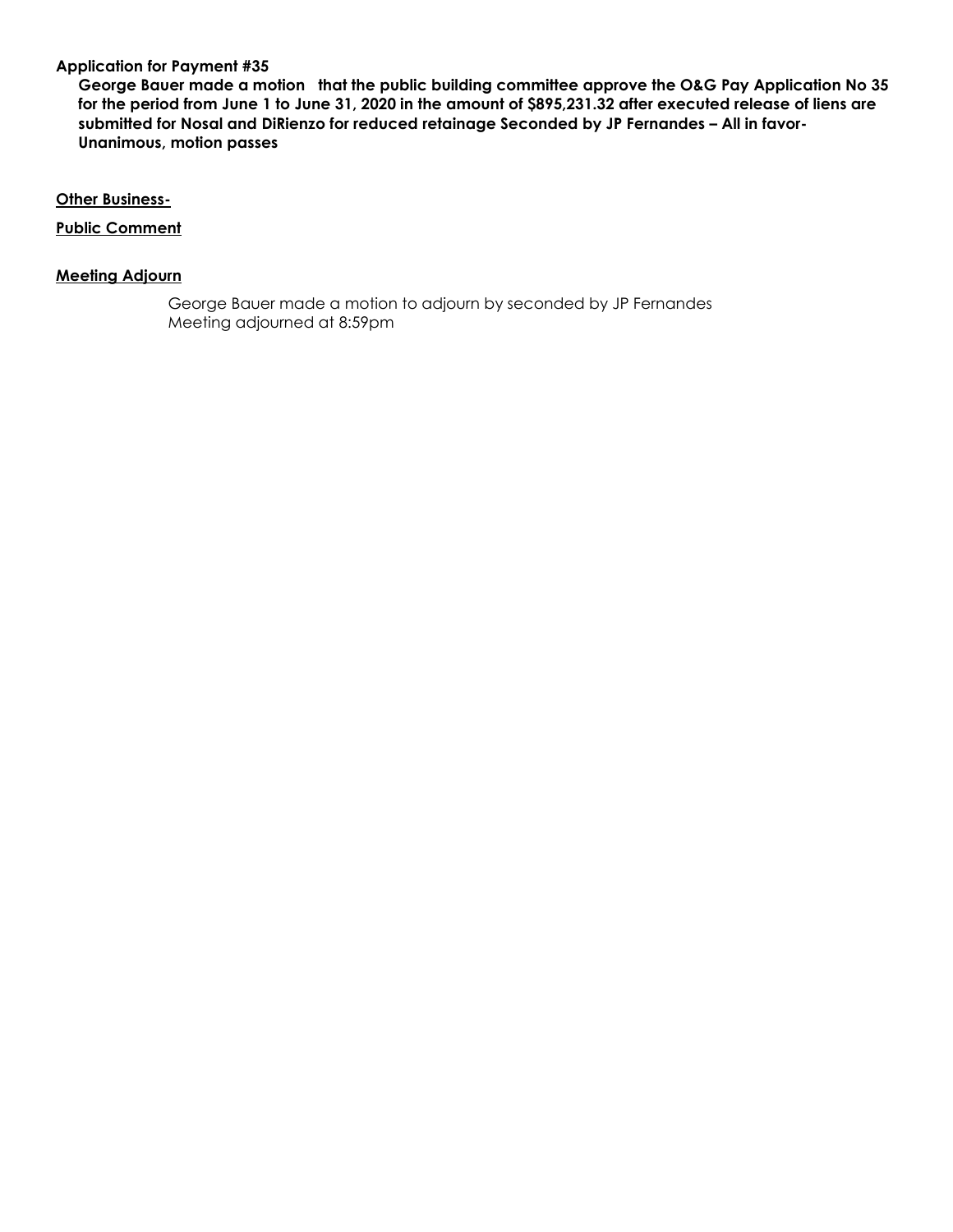**Application for Payment #35**

**George Bauer made a motion that the public building committee approve the O&G Pay Application No 35 for the period from June 1 to June 31, 2020 in the amount of $895,231.32 after executed release of liens are submitted for Nosal and DiRienzo for reduced retainage Seconded by JP Fernandes – All in favor- Unanimous, motion passes**

**Other Business-**

**Public Comment**

**Meeting Adjourn**

George Bauer made a motion to adjourn by seconded by JP Fernandes
Meeting adjourned at 8:59pm